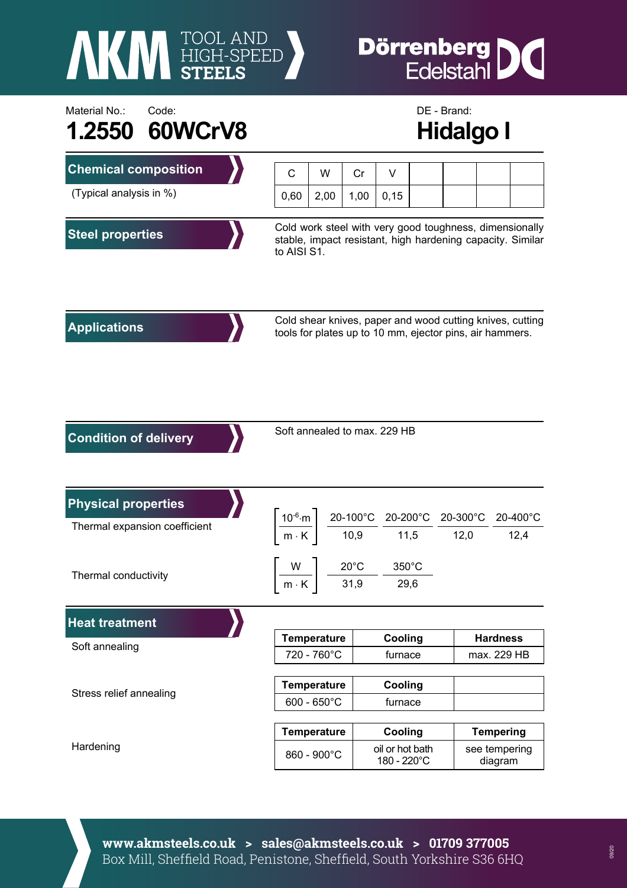# AKM TOOL AND HIGH-SPEED STEELS — Dörrenberg Edelstahl

Material No.: **1.2550**  Code: **60WCrV8**

DE - Brand: **Hidalgo I**

## Chemical composition

(Typical analysis in %)

| C | W | Cr | V | | | | |
|---|---|---|---|---|---|---|---|
| 0,60 | 2,00 | 1,00 | 0,15 | | | | |

## Steel properties

Cold work steel with very good toughness, dimensionally stable, impact resistant, high hardening capacity. Similar to AISI S1.

## Applications

Cold shear knives, paper and wood cutting knives, cutting tools for plates up to 10 mm, ejector pins, air hammers.

## Condition of delivery

Soft annealed to max. 229 HB

## Physical properties

Thermal expansion coefficient

| $\left[\frac{10^{-6} \cdot m}{m \cdot K}\right]$ | 20-100°C | 20-200°C | 20-300°C | 20-400°C |
|---|---|---|---|---|
| | 10,9 | 11,5 | 12,0 | 12,4 |

Thermal conductivity

| $\left[\frac{W}{m \cdot K}\right]$ | 20°C | 350°C |
|---|---|---|
| | 31,9 | 29,6 |

## Heat treatment

Soft annealing

| Temperature | Cooling | Hardness |
|---|---|---|
| 720 - 760°C | furnace | max. 229 HB |

Stress relief annealing

| Temperature | Cooling | |
|---|---|---|
| 600 - 650°C | furnace | |

Hardening

| Temperature | Cooling | Tempering |
|---|---|---|
| 860 - 900°C | oil or hot bath 180 - 220°C | see tempering diagram |

**www.akmsteels.co.uk > sales@akmsteels.co.uk > 01709 377005**
Box Mill, Sheffield Road, Penistone, Sheffield, South Yorkshire S36 6HQ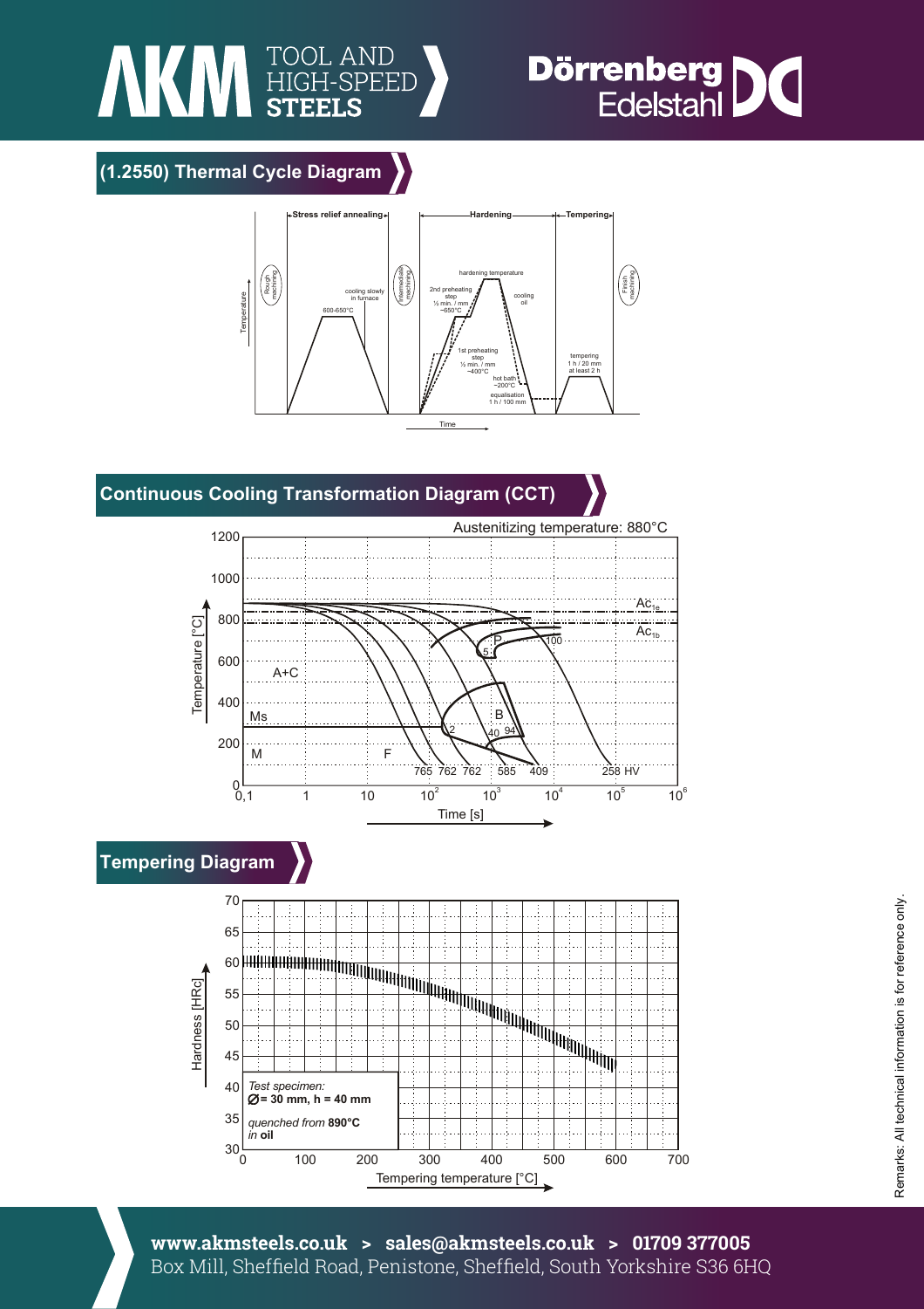# AKM TOOL AND HIGH-SPEED STEELS

Dörrenberg Edelstahl

## (1.2550) Thermal Cycle Diagram

Stress relief annealing

Hardening

Tempering

Temperature

Time

Rough machining

cooling slowly in furnace

600-650°C

Intermediate machining

hardening temperature

2nd preheating step ½ min. / mm ~650°C

cooling oil

1st preheating step ½ min. / mm ~400°C

hot bath ~200°C

equalisation 1 h / 100 mm

tempering 1 h / 20 mm at least 2 h

Finish machining

## Continuous Cooling Transformation Diagram (CCT)

Austenitizing temperature: 880°C

Temperature [°C]

1200

1000

800

600

400

200

0

$Ac_{1e}$

$Ac_{1b}$

A+C

P

5

100

B

Ms

2

40

94

M

F

765 762 762 585 409 258 HV

0,1 1 10 $10^2$ $10^3$ $10^4$ $10^5$ $10^6$

Time [s]

## Tempering Diagram

Hardness [HRc]

70

65

60

55

50

45

40

35

30

*Test specimen:*
**Ø = 30 mm, h = 40 mm**

*quenched from* **890°C**
*in* **oil**

0 100 200 300 400 500 600 700

Tempering temperature [°C]

Remarks: All technical information is for reference only.

**www.akmsteels.co.uk > sales@akmsteels.co.uk > 01709 377005**

Box Mill, Sheffield Road, Penistone, Sheffield, South Yorkshire S36 6HQ